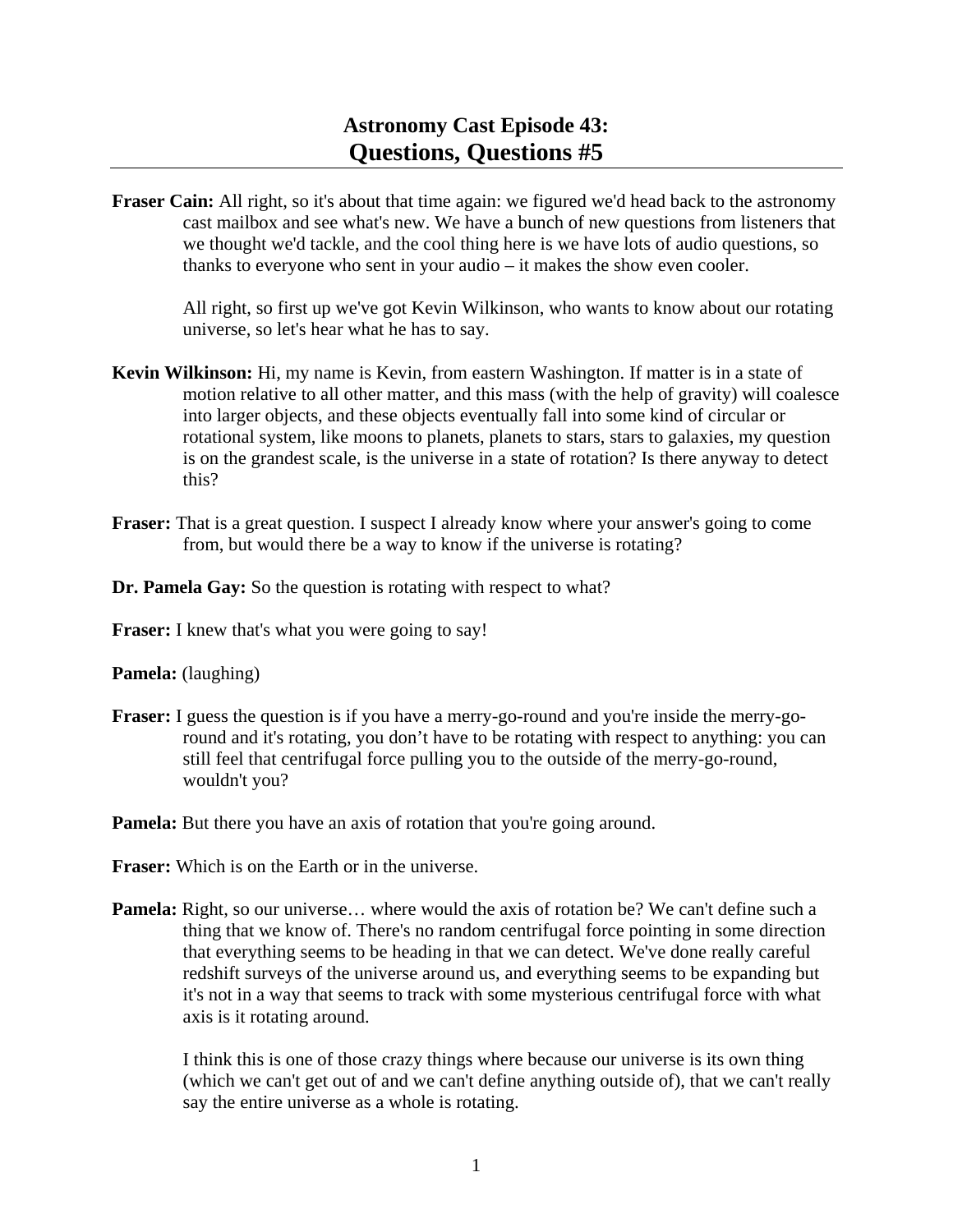# Astronomy Cast Episode 43:
# Questions, Questions #5

**Fraser Cain:** All right, so it's about that time again: we figured we'd head back to the astronomy cast mailbox and see what's new. We have a bunch of new questions from listeners that we thought we'd tackle, and the cool thing here is we have lots of audio questions, so thanks to everyone who sent in your audio – it makes the show even cooler.

All right, so first up we've got Kevin Wilkinson, who wants to know about our rotating universe, so let's hear what he has to say.

**Kevin Wilkinson:** Hi, my name is Kevin, from eastern Washington. If matter is in a state of motion relative to all other matter, and this mass (with the help of gravity) will coalesce into larger objects, and these objects eventually fall into some kind of circular or rotational system, like moons to planets, planets to stars, stars to galaxies, my question is on the grandest scale, is the universe in a state of rotation? Is there anyway to detect this?

**Fraser:** That is a great question. I suspect I already know where your answer's going to come from, but would there be a way to know if the universe is rotating?

**Dr. Pamela Gay:** So the question is rotating with respect to what?

**Fraser:** I knew that's what you were going to say!

**Pamela:** (laughing)

**Fraser:** I guess the question is if you have a merry-go-round and you're inside the merry-go-round and it's rotating, you don't have to be rotating with respect to anything: you can still feel that centrifugal force pulling you to the outside of the merry-go-round, wouldn't you?

**Pamela:** But there you have an axis of rotation that you're going around.

**Fraser:** Which is on the Earth or in the universe.

**Pamela:** Right, so our universe… where would the axis of rotation be? We can't define such a thing that we know of. There's no random centrifugal force pointing in some direction that everything seems to be heading in that we can detect. We've done really careful redshift surveys of the universe around us, and everything seems to be expanding but it's not in a way that seems to track with some mysterious centrifugal force with what axis is it rotating around.

I think this is one of those crazy things where because our universe is its own thing (which we can't get out of and we can't define anything outside of), that we can't really say the entire universe as a whole is rotating.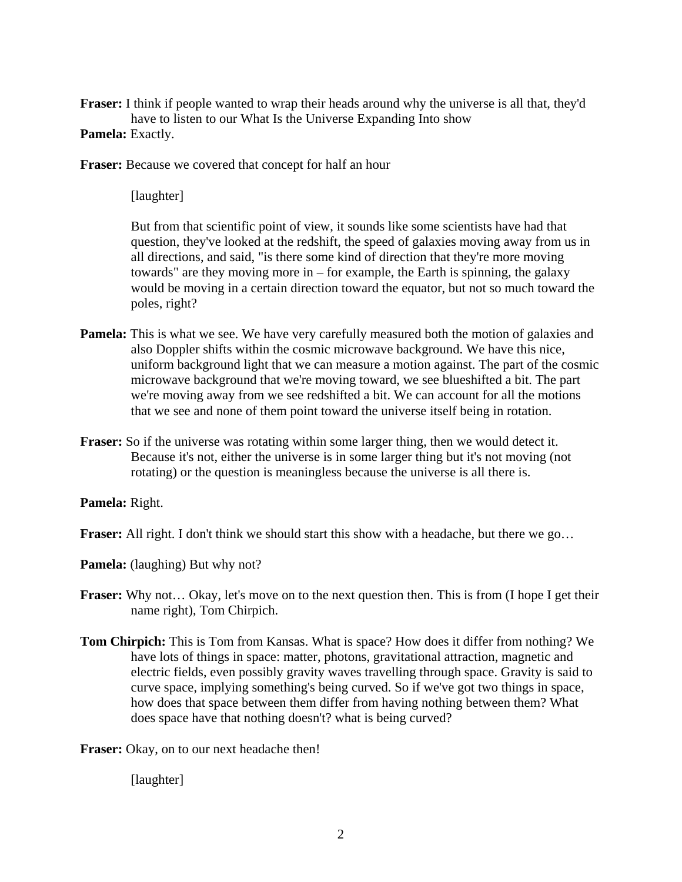**Fraser:** I think if people wanted to wrap their heads around why the universe is all that, they'd have to listen to our What Is the Universe Expanding Into show

**Pamela:** Exactly.

**Fraser:** Because we covered that concept for half an hour

[laughter]

But from that scientific point of view, it sounds like some scientists have had that question, they've looked at the redshift, the speed of galaxies moving away from us in all directions, and said, "is there some kind of direction that they're more moving towards" are they moving more in – for example, the Earth is spinning, the galaxy would be moving in a certain direction toward the equator, but not so much toward the poles, right?

**Pamela:** This is what we see. We have very carefully measured both the motion of galaxies and also Doppler shifts within the cosmic microwave background. We have this nice, uniform background light that we can measure a motion against. The part of the cosmic microwave background that we're moving toward, we see blueshifted a bit. The part we're moving away from we see redshifted a bit. We can account for all the motions that we see and none of them point toward the universe itself being in rotation.

**Fraser:** So if the universe was rotating within some larger thing, then we would detect it. Because it's not, either the universe is in some larger thing but it's not moving (not rotating) or the question is meaningless because the universe is all there is.

**Pamela:** Right.

**Fraser:** All right. I don't think we should start this show with a headache, but there we go…

**Pamela:** (laughing) But why not?

**Fraser:** Why not… Okay, let's move on to the next question then. This is from (I hope I get their name right), Tom Chirpich.

**Tom Chirpich:** This is Tom from Kansas. What is space? How does it differ from nothing? We have lots of things in space: matter, photons, gravitational attraction, magnetic and electric fields, even possibly gravity waves travelling through space. Gravity is said to curve space, implying something's being curved. So if we've got two things in space, how does that space between them differ from having nothing between them? What does space have that nothing doesn't? what is being curved?

**Fraser:** Okay, on to our next headache then!

[laughter]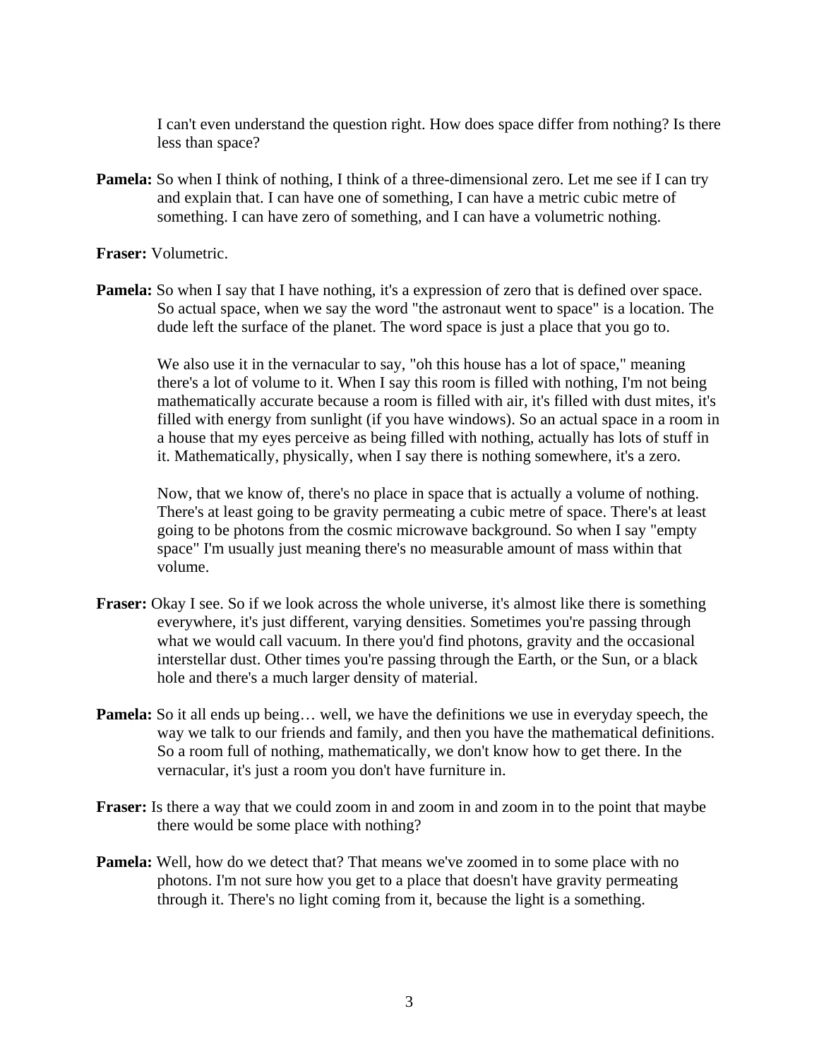I can't even understand the question right. How does space differ from nothing? Is there less than space?

**Pamela:** So when I think of nothing, I think of a three-dimensional zero. Let me see if I can try and explain that. I can have one of something, I can have a metric cubic metre of something. I can have zero of something, and I can have a volumetric nothing.

**Fraser:** Volumetric.

**Pamela:** So when I say that I have nothing, it's a expression of zero that is defined over space. So actual space, when we say the word "the astronaut went to space" is a location. The dude left the surface of the planet. The word space is just a place that you go to.

We also use it in the vernacular to say, "oh this house has a lot of space," meaning there's a lot of volume to it. When I say this room is filled with nothing, I'm not being mathematically accurate because a room is filled with air, it's filled with dust mites, it's filled with energy from sunlight (if you have windows). So an actual space in a room in a house that my eyes perceive as being filled with nothing, actually has lots of stuff in it. Mathematically, physically, when I say there is nothing somewhere, it's a zero.

Now, that we know of, there's no place in space that is actually a volume of nothing. There's at least going to be gravity permeating a cubic metre of space. There's at least going to be photons from the cosmic microwave background. So when I say "empty space" I'm usually just meaning there's no measurable amount of mass within that volume.

**Fraser:** Okay I see. So if we look across the whole universe, it's almost like there is something everywhere, it's just different, varying densities. Sometimes you're passing through what we would call vacuum. In there you'd find photons, gravity and the occasional interstellar dust. Other times you're passing through the Earth, or the Sun, or a black hole and there's a much larger density of material.

**Pamela:** So it all ends up being… well, we have the definitions we use in everyday speech, the way we talk to our friends and family, and then you have the mathematical definitions. So a room full of nothing, mathematically, we don't know how to get there. In the vernacular, it's just a room you don't have furniture in.

**Fraser:** Is there a way that we could zoom in and zoom in and zoom in to the point that maybe there would be some place with nothing?

**Pamela:** Well, how do we detect that? That means we've zoomed in to some place with no photons. I'm not sure how you get to a place that doesn't have gravity permeating through it. There's no light coming from it, because the light is a something.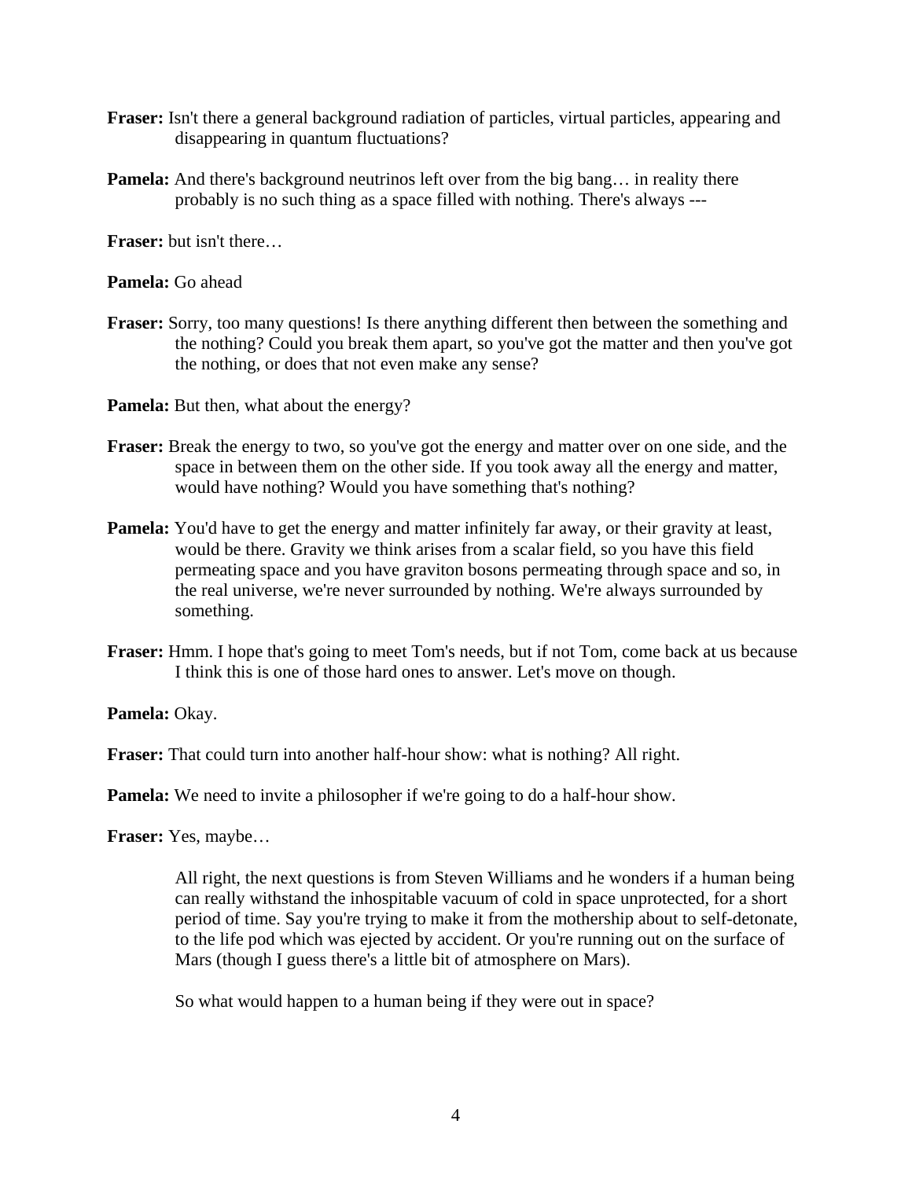**Fraser:** Isn't there a general background radiation of particles, virtual particles, appearing and disappearing in quantum fluctuations?

**Pamela:** And there's background neutrinos left over from the big bang… in reality there probably is no such thing as a space filled with nothing. There's always ---

**Fraser:** but isn't there…

**Pamela:** Go ahead

**Fraser:** Sorry, too many questions! Is there anything different then between the something and the nothing? Could you break them apart, so you've got the matter and then you've got the nothing, or does that not even make any sense?

**Pamela:** But then, what about the energy?

**Fraser:** Break the energy to two, so you've got the energy and matter over on one side, and the space in between them on the other side. If you took away all the energy and matter, would have nothing? Would you have something that's nothing?

**Pamela:** You'd have to get the energy and matter infinitely far away, or their gravity at least, would be there. Gravity we think arises from a scalar field, so you have this field permeating space and you have graviton bosons permeating through space and so, in the real universe, we're never surrounded by nothing. We're always surrounded by something.

**Fraser:** Hmm. I hope that's going to meet Tom's needs, but if not Tom, come back at us because I think this is one of those hard ones to answer. Let's move on though.

**Pamela:** Okay.

**Fraser:** That could turn into another half-hour show: what is nothing? All right.

**Pamela:** We need to invite a philosopher if we're going to do a half-hour show.

**Fraser:** Yes, maybe…

All right, the next questions is from Steven Williams and he wonders if a human being can really withstand the inhospitable vacuum of cold in space unprotected, for a short period of time. Say you're trying to make it from the mothership about to self-detonate, to the life pod which was ejected by accident. Or you're running out on the surface of Mars (though I guess there's a little bit of atmosphere on Mars).

So what would happen to a human being if they were out in space?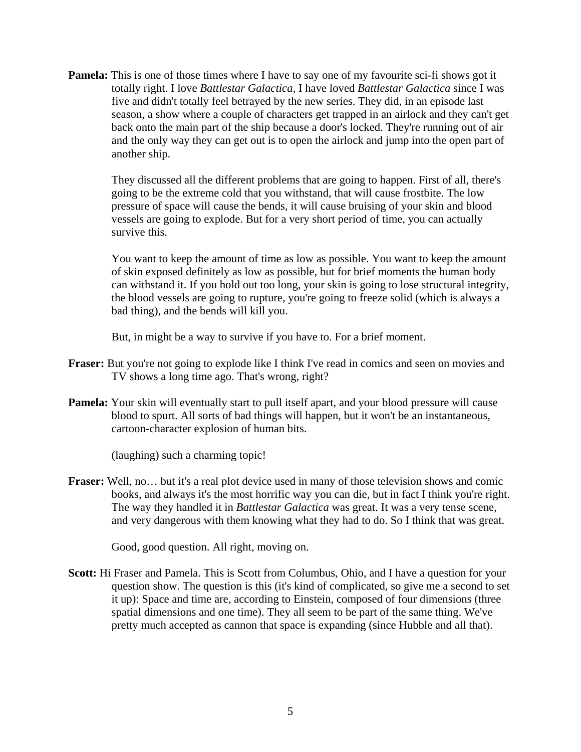**Pamela:** This is one of those times where I have to say one of my favourite sci-fi shows got it totally right. I love *Battlestar Galactica*, I have loved *Battlestar Galactica* since I was five and didn't totally feel betrayed by the new series. They did, in an episode last season, a show where a couple of characters get trapped in an airlock and they can't get back onto the main part of the ship because a door's locked. They're running out of air and the only way they can get out is to open the airlock and jump into the open part of another ship.

They discussed all the different problems that are going to happen. First of all, there's going to be the extreme cold that you withstand, that will cause frostbite. The low pressure of space will cause the bends, it will cause bruising of your skin and blood vessels are going to explode. But for a very short period of time, you can actually survive this.

You want to keep the amount of time as low as possible. You want to keep the amount of skin exposed definitely as low as possible, but for brief moments the human body can withstand it. If you hold out too long, your skin is going to lose structural integrity, the blood vessels are going to rupture, you're going to freeze solid (which is always a bad thing), and the bends will kill you.

But, in might be a way to survive if you have to. For a brief moment.

**Fraser:** But you're not going to explode like I think I've read in comics and seen on movies and TV shows a long time ago. That's wrong, right?

**Pamela:** Your skin will eventually start to pull itself apart, and your blood pressure will cause blood to spurt. All sorts of bad things will happen, but it won't be an instantaneous, cartoon-character explosion of human bits.

(laughing) such a charming topic!

**Fraser:** Well, no… but it's a real plot device used in many of those television shows and comic books, and always it's the most horrific way you can die, but in fact I think you're right. The way they handled it in *Battlestar Galactica* was great. It was a very tense scene, and very dangerous with them knowing what they had to do. So I think that was great.

Good, good question. All right, moving on.

**Scott:** Hi Fraser and Pamela. This is Scott from Columbus, Ohio, and I have a question for your question show. The question is this (it's kind of complicated, so give me a second to set it up): Space and time are, according to Einstein, composed of four dimensions (three spatial dimensions and one time). They all seem to be part of the same thing. We've pretty much accepted as cannon that space is expanding (since Hubble and all that).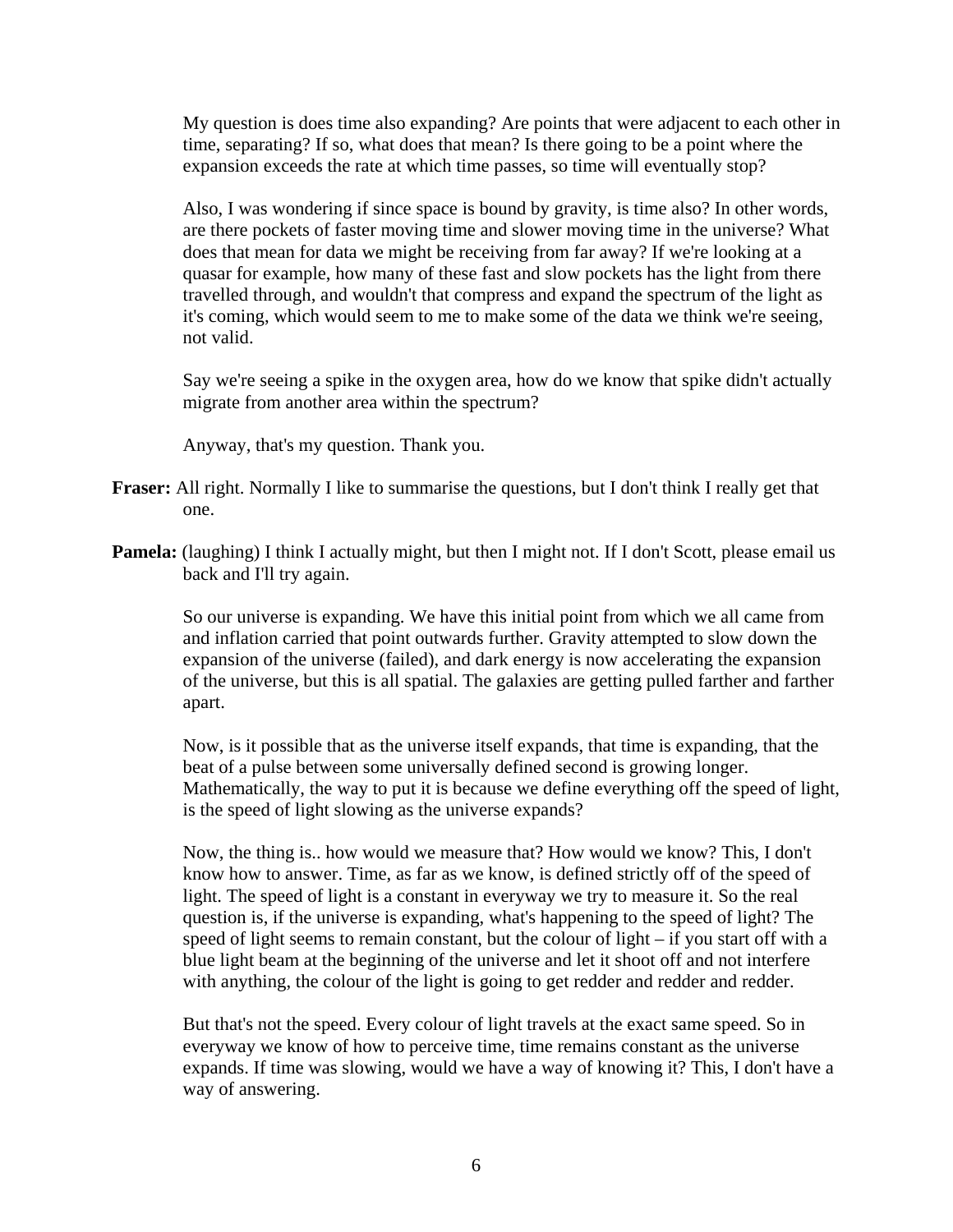My question is does time also expanding? Are points that were adjacent to each other in time, separating? If so, what does that mean? Is there going to be a point where the expansion exceeds the rate at which time passes, so time will eventually stop?

Also, I was wondering if since space is bound by gravity, is time also? In other words, are there pockets of faster moving time and slower moving time in the universe? What does that mean for data we might be receiving from far away? If we're looking at a quasar for example, how many of these fast and slow pockets has the light from there travelled through, and wouldn't that compress and expand the spectrum of the light as it's coming, which would seem to me to make some of the data we think we're seeing, not valid.

Say we're seeing a spike in the oxygen area, how do we know that spike didn't actually migrate from another area within the spectrum?

Anyway, that's my question. Thank you.

**Fraser:** All right. Normally I like to summarise the questions, but I don't think I really get that one.

**Pamela:** (laughing) I think I actually might, but then I might not. If I don't Scott, please email us back and I'll try again.

So our universe is expanding. We have this initial point from which we all came from and inflation carried that point outwards further. Gravity attempted to slow down the expansion of the universe (failed), and dark energy is now accelerating the expansion of the universe, but this is all spatial. The galaxies are getting pulled farther and farther apart.

Now, is it possible that as the universe itself expands, that time is expanding, that the beat of a pulse between some universally defined second is growing longer. Mathematically, the way to put it is because we define everything off the speed of light, is the speed of light slowing as the universe expands?

Now, the thing is.. how would we measure that? How would we know? This, I don't know how to answer. Time, as far as we know, is defined strictly off of the speed of light. The speed of light is a constant in everyway we try to measure it. So the real question is, if the universe is expanding, what's happening to the speed of light? The speed of light seems to remain constant, but the colour of light – if you start off with a blue light beam at the beginning of the universe and let it shoot off and not interfere with anything, the colour of the light is going to get redder and redder and redder.

But that's not the speed. Every colour of light travels at the exact same speed. So in everyway we know of how to perceive time, time remains constant as the universe expands. If time was slowing, would we have a way of knowing it? This, I don't have a way of answering.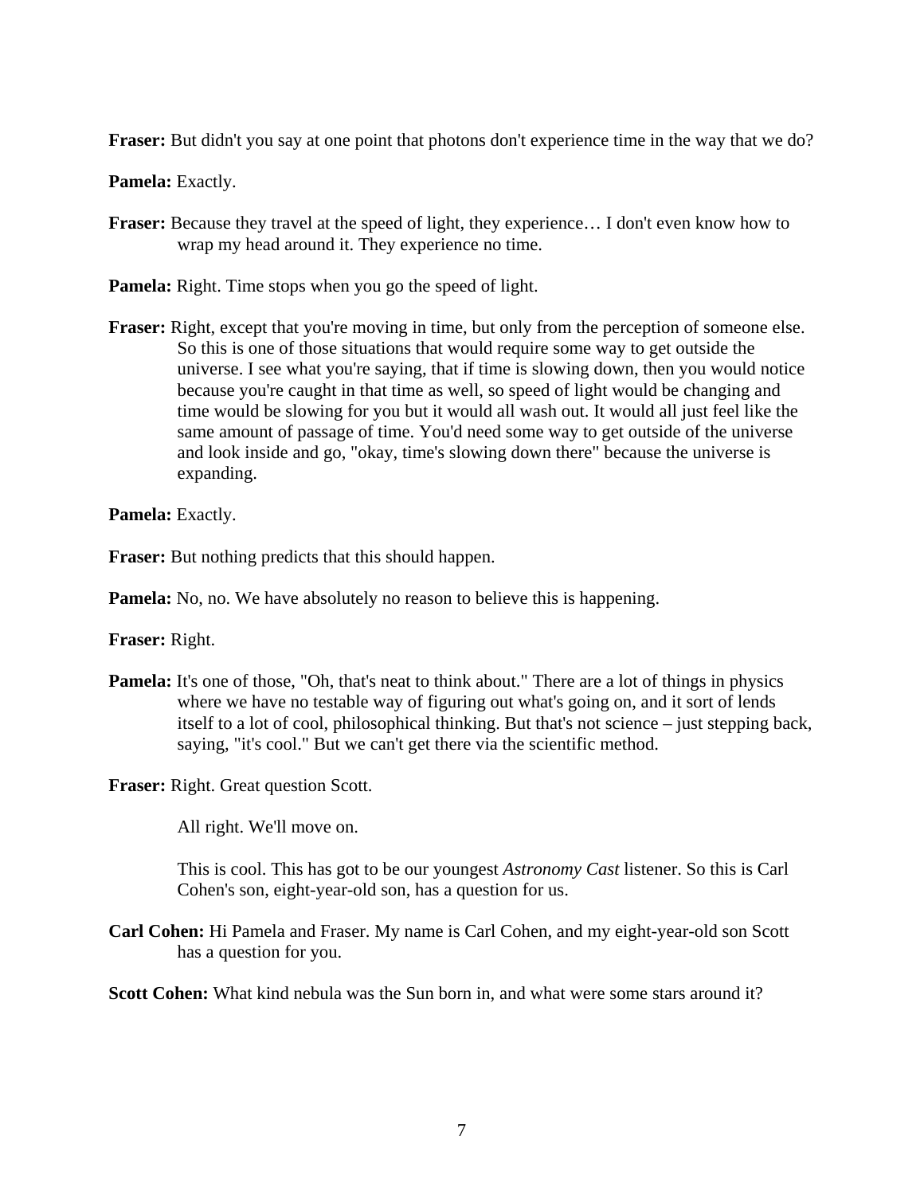**Fraser:** But didn't you say at one point that photons don't experience time in the way that we do?

**Pamela:** Exactly.

**Fraser:** Because they travel at the speed of light, they experience… I don't even know how to wrap my head around it. They experience no time.

**Pamela:** Right. Time stops when you go the speed of light.

**Fraser:** Right, except that you're moving in time, but only from the perception of someone else. So this is one of those situations that would require some way to get outside the universe. I see what you're saying, that if time is slowing down, then you would notice because you're caught in that time as well, so speed of light would be changing and time would be slowing for you but it would all wash out. It would all just feel like the same amount of passage of time. You'd need some way to get outside of the universe and look inside and go, "okay, time's slowing down there" because the universe is expanding.

**Pamela:** Exactly.

**Fraser:** But nothing predicts that this should happen.

**Pamela:** No, no. We have absolutely no reason to believe this is happening.

**Fraser:** Right.

**Pamela:** It's one of those, "Oh, that's neat to think about." There are a lot of things in physics where we have no testable way of figuring out what's going on, and it sort of lends itself to a lot of cool, philosophical thinking. But that's not science – just stepping back, saying, "it's cool." But we can't get there via the scientific method.

**Fraser:** Right. Great question Scott.

All right. We'll move on.

This is cool. This has got to be our youngest *Astronomy Cast* listener. So this is Carl Cohen's son, eight-year-old son, has a question for us.

**Carl Cohen:** Hi Pamela and Fraser. My name is Carl Cohen, and my eight-year-old son Scott has a question for you.

**Scott Cohen:** What kind nebula was the Sun born in, and what were some stars around it?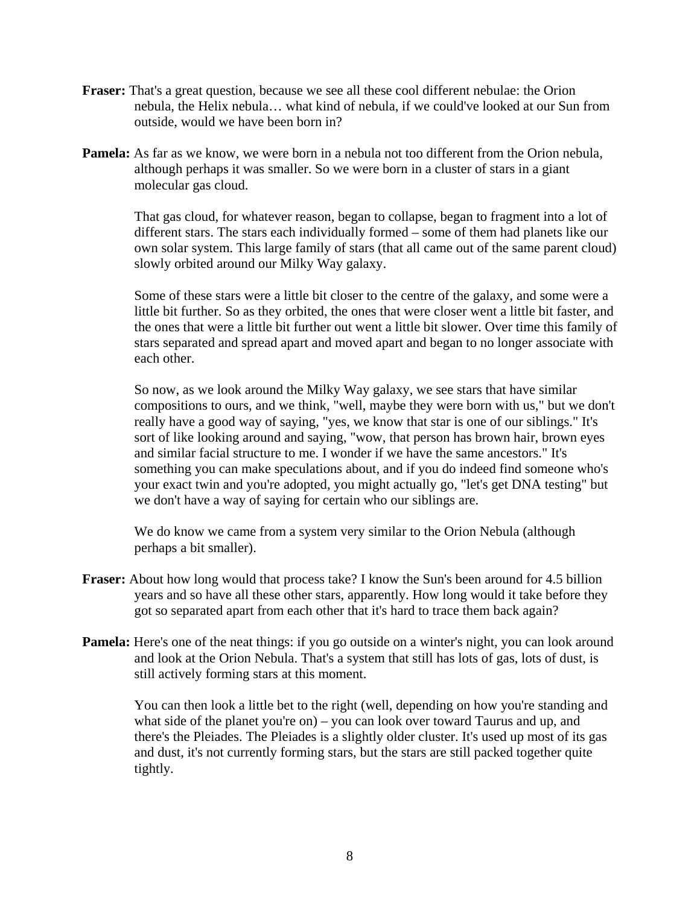**Fraser:** That's a great question, because we see all these cool different nebulae: the Orion nebula, the Helix nebula… what kind of nebula, if we could've looked at our Sun from outside, would we have been born in?

**Pamela:** As far as we know, we were born in a nebula not too different from the Orion nebula, although perhaps it was smaller. So we were born in a cluster of stars in a giant molecular gas cloud.

That gas cloud, for whatever reason, began to collapse, began to fragment into a lot of different stars. The stars each individually formed – some of them had planets like our own solar system. This large family of stars (that all came out of the same parent cloud) slowly orbited around our Milky Way galaxy.

Some of these stars were a little bit closer to the centre of the galaxy, and some were a little bit further. So as they orbited, the ones that were closer went a little bit faster, and the ones that were a little bit further out went a little bit slower. Over time this family of stars separated and spread apart and moved apart and began to no longer associate with each other.

So now, as we look around the Milky Way galaxy, we see stars that have similar compositions to ours, and we think, "well, maybe they were born with us," but we don't really have a good way of saying, "yes, we know that star is one of our siblings." It's sort of like looking around and saying, "wow, that person has brown hair, brown eyes and similar facial structure to me. I wonder if we have the same ancestors." It's something you can make speculations about, and if you do indeed find someone who's your exact twin and you're adopted, you might actually go, "let's get DNA testing" but we don't have a way of saying for certain who our siblings are.

We do know we came from a system very similar to the Orion Nebula (although perhaps a bit smaller).

**Fraser:** About how long would that process take? I know the Sun's been around for 4.5 billion years and so have all these other stars, apparently. How long would it take before they got so separated apart from each other that it's hard to trace them back again?

**Pamela:** Here's one of the neat things: if you go outside on a winter's night, you can look around and look at the Orion Nebula. That's a system that still has lots of gas, lots of dust, is still actively forming stars at this moment.

You can then look a little bet to the right (well, depending on how you're standing and what side of the planet you're on) – you can look over toward Taurus and up, and there's the Pleiades. The Pleiades is a slightly older cluster. It's used up most of its gas and dust, it's not currently forming stars, but the stars are still packed together quite tightly.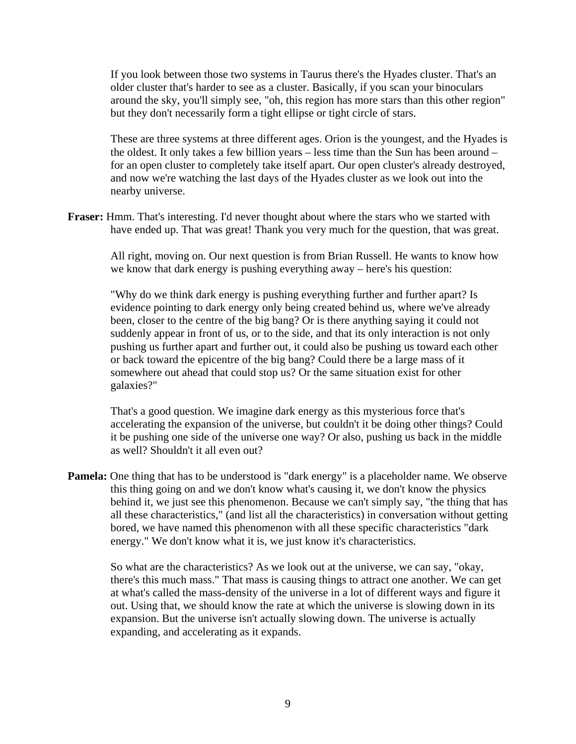If you look between those two systems in Taurus there's the Hyades cluster. That's an older cluster that's harder to see as a cluster. Basically, if you scan your binoculars around the sky, you'll simply see, "oh, this region has more stars than this other region" but they don't necessarily form a tight ellipse or tight circle of stars.

These are three systems at three different ages. Orion is the youngest, and the Hyades is the oldest. It only takes a few billion years – less time than the Sun has been around – for an open cluster to completely take itself apart. Our open cluster's already destroyed, and now we're watching the last days of the Hyades cluster as we look out into the nearby universe.

**Fraser:** Hmm. That's interesting. I'd never thought about where the stars who we started with have ended up. That was great! Thank you very much for the question, that was great.

All right, moving on. Our next question is from Brian Russell. He wants to know how we know that dark energy is pushing everything away – here's his question:

"Why do we think dark energy is pushing everything further and further apart? Is evidence pointing to dark energy only being created behind us, where we've already been, closer to the centre of the big bang? Or is there anything saying it could not suddenly appear in front of us, or to the side, and that its only interaction is not only pushing us further apart and further out, it could also be pushing us toward each other or back toward the epicentre of the big bang? Could there be a large mass of it somewhere out ahead that could stop us? Or the same situation exist for other galaxies?"

That's a good question. We imagine dark energy as this mysterious force that's accelerating the expansion of the universe, but couldn't it be doing other things? Could it be pushing one side of the universe one way? Or also, pushing us back in the middle as well? Shouldn't it all even out?

**Pamela:** One thing that has to be understood is "dark energy" is a placeholder name. We observe this thing going on and we don't know what's causing it, we don't know the physics behind it, we just see this phenomenon. Because we can't simply say, "the thing that has all these characteristics," (and list all the characteristics) in conversation without getting bored, we have named this phenomenon with all these specific characteristics "dark energy." We don't know what it is, we just know it's characteristics.

So what are the characteristics? As we look out at the universe, we can say, "okay, there's this much mass." That mass is causing things to attract one another. We can get at what's called the mass-density of the universe in a lot of different ways and figure it out. Using that, we should know the rate at which the universe is slowing down in its expansion. But the universe isn't actually slowing down. The universe is actually expanding, and accelerating as it expands.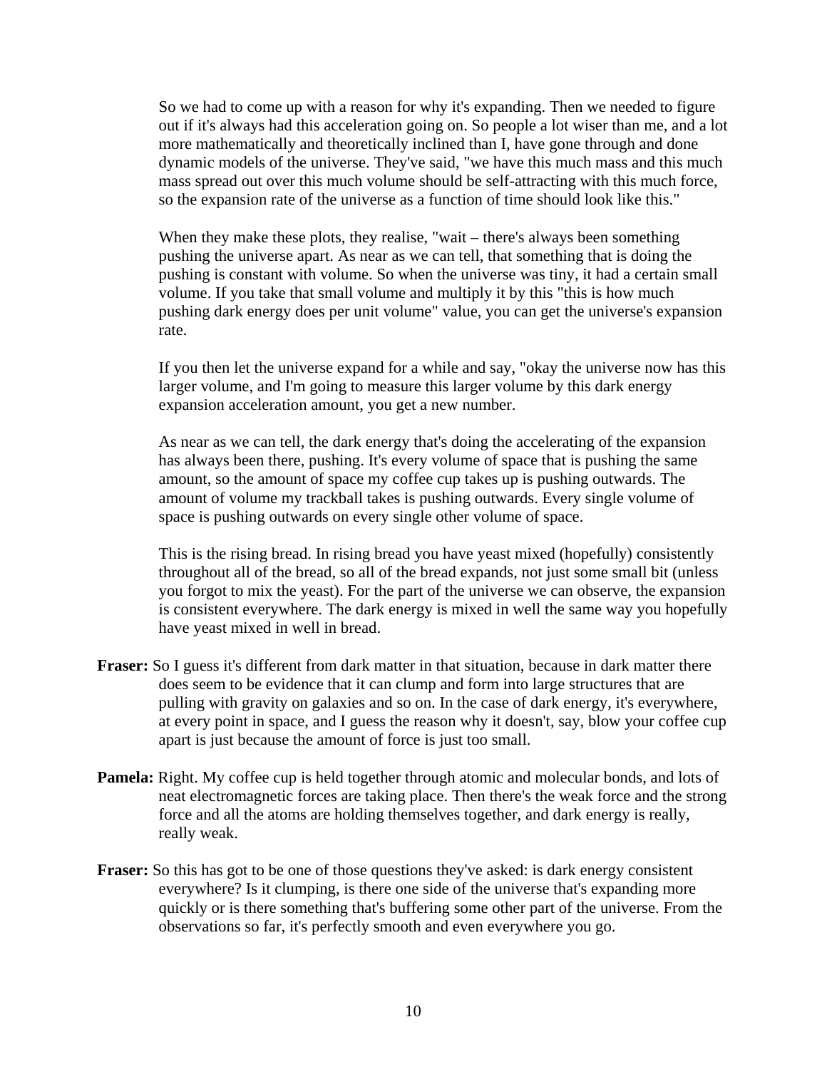So we had to come up with a reason for why it's expanding. Then we needed to figure out if it's always had this acceleration going on. So people a lot wiser than me, and a lot more mathematically and theoretically inclined than I, have gone through and done dynamic models of the universe. They've said, "we have this much mass and this much mass spread out over this much volume should be self-attracting with this much force, so the expansion rate of the universe as a function of time should look like this."

When they make these plots, they realise, "wait – there's always been something pushing the universe apart. As near as we can tell, that something that is doing the pushing is constant with volume. So when the universe was tiny, it had a certain small volume. If you take that small volume and multiply it by this "this is how much pushing dark energy does per unit volume" value, you can get the universe's expansion rate.

If you then let the universe expand for a while and say, "okay the universe now has this larger volume, and I'm going to measure this larger volume by this dark energy expansion acceleration amount, you get a new number.

As near as we can tell, the dark energy that's doing the accelerating of the expansion has always been there, pushing. It's every volume of space that is pushing the same amount, so the amount of space my coffee cup takes up is pushing outwards. The amount of volume my trackball takes is pushing outwards. Every single volume of space is pushing outwards on every single other volume of space.

This is the rising bread. In rising bread you have yeast mixed (hopefully) consistently throughout all of the bread, so all of the bread expands, not just some small bit (unless you forgot to mix the yeast). For the part of the universe we can observe, the expansion is consistent everywhere. The dark energy is mixed in well the same way you hopefully have yeast mixed in well in bread.

**Fraser:** So I guess it's different from dark matter in that situation, because in dark matter there does seem to be evidence that it can clump and form into large structures that are pulling with gravity on galaxies and so on. In the case of dark energy, it's everywhere, at every point in space, and I guess the reason why it doesn't, say, blow your coffee cup apart is just because the amount of force is just too small.

**Pamela:** Right. My coffee cup is held together through atomic and molecular bonds, and lots of neat electromagnetic forces are taking place. Then there's the weak force and the strong force and all the atoms are holding themselves together, and dark energy is really, really weak.

**Fraser:** So this has got to be one of those questions they've asked: is dark energy consistent everywhere? Is it clumping, is there one side of the universe that's expanding more quickly or is there something that's buffering some other part of the universe. From the observations so far, it's perfectly smooth and even everywhere you go.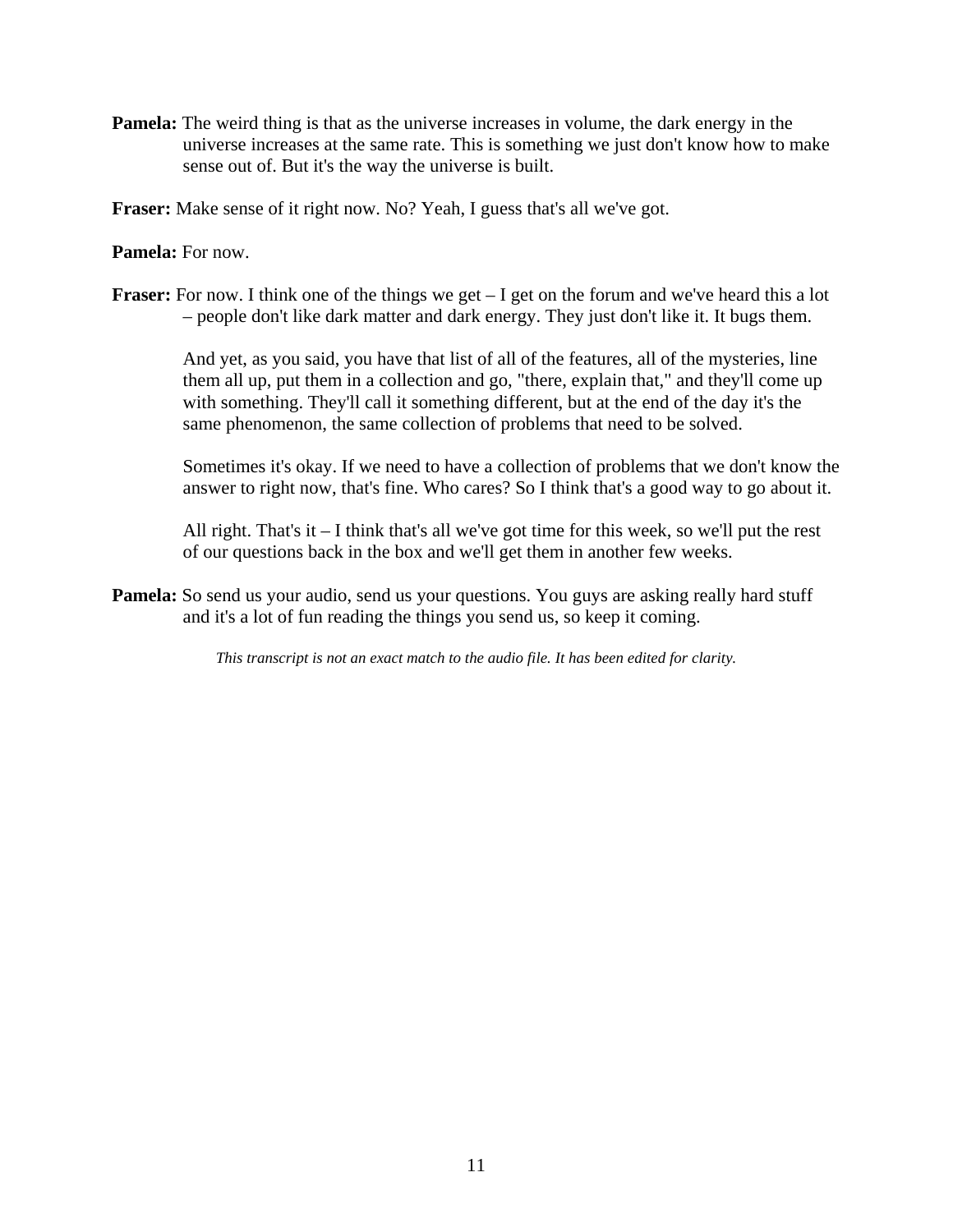**Pamela:** The weird thing is that as the universe increases in volume, the dark energy in the universe increases at the same rate. This is something we just don't know how to make sense out of. But it's the way the universe is built.

**Fraser:** Make sense of it right now. No? Yeah, I guess that's all we've got.

**Pamela:** For now.

**Fraser:** For now. I think one of the things we get – I get on the forum and we've heard this a lot – people don't like dark matter and dark energy. They just don't like it. It bugs them.

And yet, as you said, you have that list of all of the features, all of the mysteries, line them all up, put them in a collection and go, "there, explain that," and they'll come up with something. They'll call it something different, but at the end of the day it's the same phenomenon, the same collection of problems that need to be solved.

Sometimes it's okay. If we need to have a collection of problems that we don't know the answer to right now, that's fine. Who cares? So I think that's a good way to go about it.

All right. That's it – I think that's all we've got time for this week, so we'll put the rest of our questions back in the box and we'll get them in another few weeks.

**Pamela:** So send us your audio, send us your questions. You guys are asking really hard stuff and it's a lot of fun reading the things you send us, so keep it coming.

*This transcript is not an exact match to the audio file. It has been edited for clarity.*